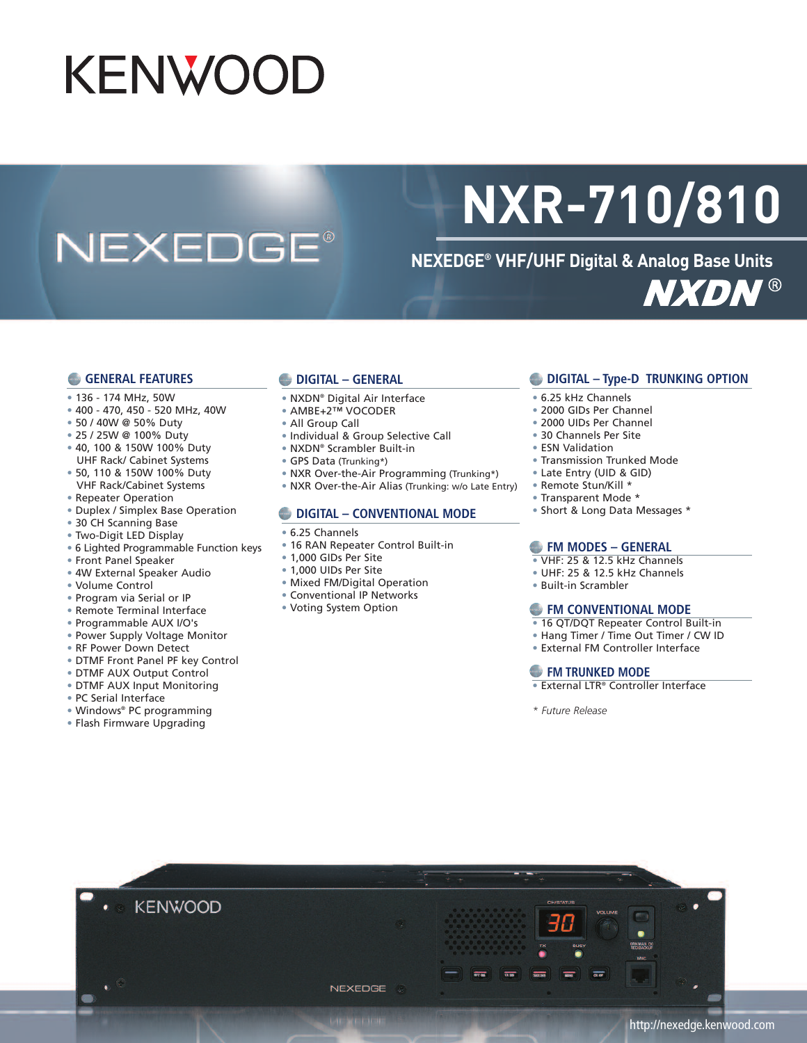# KENWOOD

# NXR-710/810

## NEXEDGE® VHF/UHF Digital & Analog Base Units

NEXEDGE®

NXDN®

### GENERAL FEATURES

- 136 - 174 MHz, 50W
- 400 - 470, 450 - 520 MHz, 40W
- 50 / 40W @ 50% Duty
- 25 / 25W @ 100% Duty
- 40, 100 & 150W 100% Duty UHF Rack/ Cabinet Systems
- 50, 110 & 150W 100% Duty VHF Rack/Cabinet Systems
- Repeater Operation
- Duplex / Simplex Base Operation
- 30 CH Scanning Base
- Two-Digit LED Display
- 6 Lighted Programmable Function keys
- Front Panel Speaker
- 4W External Speaker Audio
- Volume Control
- Program via Serial or IP
- Remote Terminal Interface
- Programmable AUX I/O's
- Power Supply Voltage Monitor
- RF Power Down Detect
- DTMF Front Panel PF key Control
- DTMF AUX Output Control
- DTMF AUX Input Monitoring
- PC Serial Interface
- Windows® PC programming
- Flash Firmware Upgrading

### DIGITAL – GENERAL

- NXDN® Digital Air Interface
- AMBE+2™ VOCODER
- All Group Call
- Individual & Group Selective Call
- NXDN® Scrambler Built-in
- GPS Data (Trunking*)
- NXR Over-the-Air Programming (Trunking*)
- NXR Over-the-Air Alias (Trunking: w/o Late Entry)

### DIGITAL – CONVENTIONAL MODE

- 6.25 Channels
- 16 RAN Repeater Control Built-in
- 1,000 GIDs Per Site
- 1,000 UIDs Per Site
- Mixed FM/Digital Operation
- Conventional IP Networks
- Voting System Option

### DIGITAL – Type-D TRUNKING OPTION

- 6.25 kHz Channels
- 2000 GIDs Per Channel
- 2000 UIDs Per Channel
- 30 Channels Per Site
- ESN Validation
- Transmission Trunked Mode
- Late Entry (UID & GID)
- Remote Stun/Kill *
- Transparent Mode *
- Short & Long Data Messages *

### FM MODES – GENERAL

- VHF: 25 & 12.5 kHz Channels
- UHF: 25 & 12.5 kHz Channels
- Built-in Scrambler

### FM CONVENTIONAL MODE

- 16 QT/DQT Repeater Control Built-in
- Hang Timer / Time Out Timer / CW ID
- External FM Controller Interface

### FM TRUNKED MODE

- External LTR® Controller Interface

*\* Future Release*

http://nexedge.kenwood.com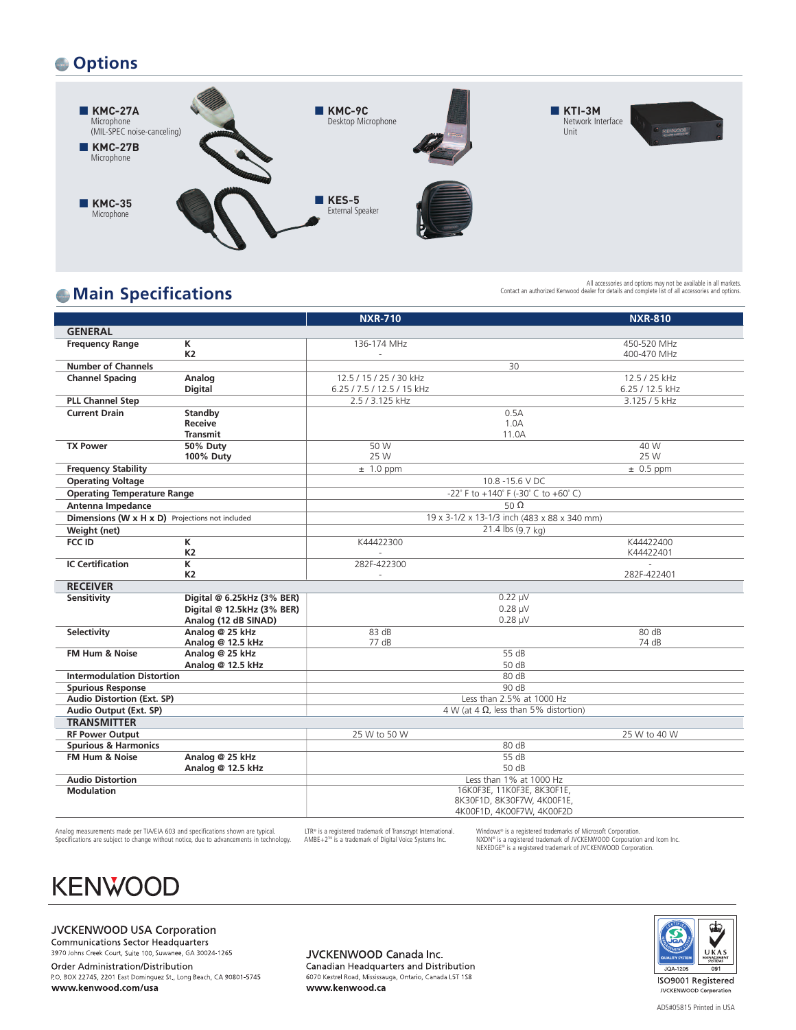## Options

- **KMC-27A** Microphone (MIL-SPEC noise-canceling)
- **KMC-27B** Microphone
- **KMC-35** Microphone
- **KMC-9C** Desktop Microphone
- **KES-5** External Speaker
- **KTI-3M** Network Interface Unit

## Main Specifications

All accessories and options may not be available in all markets.
Contact an authorized Kenwood dealer for details and complete list of all accessories and options.

| | | NXR-710 | NXR-810 |
|---|---|---|---|
| **GENERAL** | | | |
| **Frequency Range** | **K** | 136-174 MHz | 450-520 MHz |
| | **K2** | - | 400-470 MHz |
| **Number of Channels** | | 30 | 30 |
| **Channel Spacing** | **Analog** | 12.5 / 15 / 25 / 30 kHz | 12.5 / 25 kHz |
| | **Digital** | 6.25 / 7.5 / 12.5 / 15 kHz | 6.25 / 12.5 kHz |
| **PLL Channel Step** | | 2.5 / 3.125 kHz | 3.125 / 5 kHz |
| **Current Drain** | **Standby** | 0.5A | 0.5A |
| | **Receive** | 1.0A | 1.0A |
| | **Transmit** | 11.0A | 11.0A |
| **TX Power** | **50% Duty** | 50 W | 40 W |
| | **100% Duty** | 25 W | 25 W |
| **Frequency Stability** | | ± 1.0 ppm | ± 0.5 ppm |
| **Operating Voltage** | | 10.8 -15.6 V DC | 10.8 -15.6 V DC |
| **Operating Temperature Range** | | -22˚ F to +140˚ F (-30˚ C to +60˚ C) | -22˚ F to +140˚ F (-30˚ C to +60˚ C) |
| **Antenna Impedance** | | 50 Ω | 50 Ω |
| **Dimensions (W x H x D)** Projections not included | | 19 x 3-1/2 x 13-1/3 inch (483 x 88 x 340 mm) | 19 x 3-1/2 x 13-1/3 inch (483 x 88 x 340 mm) |
| **Weight (net)** | | 21.4 lbs (9.7 kg) | 21.4 lbs (9.7 kg) |
| **FCC ID** | **K** | K44422300 | K44422400 |
| | **K2** | - | K44422401 |
| **IC Certification** | **K** | 282F-422300 | - |
| | **K2** | - | 282F-422401 |
| **RECEIVER** | | | |
| **Sensitivity** | **Digital @ 6.25kHz (3% BER)** | 0.22 µV | 0.22 µV |
| | **Digital @ 12.5kHz (3% BER)** | 0.28 µV | 0.28 µV |
| | **Analog (12 dB SINAD)** | 0.28 µV | 0.28 µV |
| **Selectivity** | **Analog @ 25 kHz** | 83 dB | 80 dB |
| | **Analog @ 12.5 kHz** | 77 dB | 74 dB |
| **FM Hum & Noise** | **Analog @ 25 kHz** | 55 dB | 55 dB |
| | **Analog @ 12.5 kHz** | 50 dB | 50 dB |
| **Intermodulation Distortion** | | 80 dB | 80 dB |
| **Spurious Response** | | 90 dB | 90 dB |
| **Audio Distortion (Ext. SP)** | | Less than 2.5% at 1000 Hz | Less than 2.5% at 1000 Hz |
| **Audio Output (Ext. SP)** | | 4 W (at 4 Ω, less than 5% distortion) | 4 W (at 4 Ω, less than 5% distortion) |
| **TRANSMITTER** | | | |
| **RF Power Output** | | 25 W to 50 W | 25 W to 40 W |
| **Spurious & Harmonics** | | 80 dB | 80 dB |
| **FM Hum & Noise** | **Analog @ 25 kHz** | 55 dB | 55 dB |
| | **Analog @ 12.5 kHz** | 50 dB | 50 dB |
| **Audio Distortion** | | Less than 1% at 1000 Hz | Less than 1% at 1000 Hz |
| **Modulation** | | 16K0F3E, 11K0F3E, 8K30F1E, 8K30F1D, 8K30F7W, 4K00F1E, 4K00F1D, 4K00F7W, 4K00F2D | 16K0F3E, 11K0F3E, 8K30F1E, 8K30F1D, 8K30F7W, 4K00F1E, 4K00F1D, 4K00F7W, 4K00F2D |

Analog measurements made per TIA/EIA 603 and specifications shown are typical.
Specifications are subject to change without notice, due to advancements in technology.

LTR® is a registered trademark of Transcrypt International.
AMBE+2™ is a trademark of Digital Voice Systems Inc.

Windows® is a registered trademarks of Microsoft Corporation.
NXDN® is a registered trademark of JVCKENWOOD Corporation and Icom Inc.
NEXEDGE® is a registered trademark of JVCKENWOOD Corporation.

KENWOOD

**JVCKENWOOD USA Corporation**
Communications Sector Headquarters
3970 Johns Creek Court, Suite 100, Suwanee, GA 30024-1265

Order Administration/Distribution
P.O. BOX 22745, 2201 East Dominguez St., Long Beach, CA 90801-5745
**www.kenwood.com/usa**

**JVCKENWOOD Canada Inc.**
Canadian Headquarters and Distribution
6070 Kestrel Road, Mississauga, Ontario, Canada L5T 1S8
**www.kenwood.ca**

JQA-1205 091
ISO9001 Registered
JVCKENWOOD Corporation

ADS#05815 Printed in USA